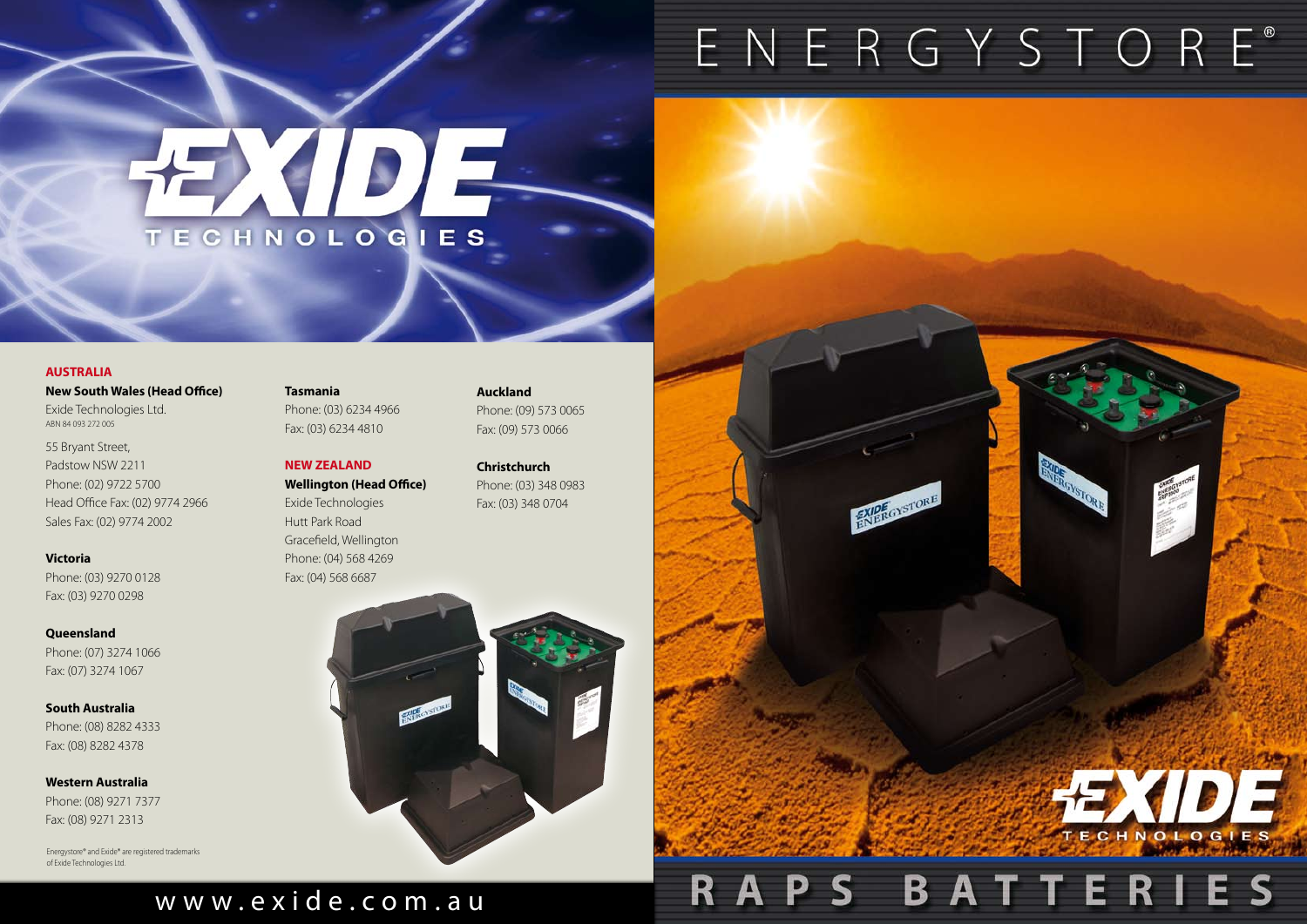# EXIDE TECHNOLOGIES

## AUSTRALIA

**New South Wales (Head Office)**
Exide Technologies Ltd.
ABN 84 093 272 005

55 Bryant Street,
Padstow NSW 2211
Phone: (02) 9722 5700
Head Office Fax: (02) 9774 2966
Sales Fax: (02) 9774 2002

**Victoria**
Phone: (03) 9270 0128
Fax: (03) 9270 0298

**Queensland**
Phone: (07) 3274 1066
Fax: (07) 3274 1067

**South Australia**
Phone: (08) 8282 4333
Fax: (08) 8282 4378

**Western Australia**
Phone: (08) 9271 7377
Fax: (08) 9271 2313

**Tasmania**
Phone: (03) 6234 4966
Fax: (03) 6234 4810

## NEW ZEALAND

**Wellington (Head Office)**
Exide Technologies
Hutt Park Road
Gracefield, Wellington
Phone: (04) 568 4269
Fax: (04) 568 6687

**Auckland**
Phone: (09) 573 0065
Fax: (09) 573 0066

**Christchurch**
Phone: (03) 348 0983
Fax: (03) 348 0704

Energystore® and Exide® are registered trademarks of Exide Technologies Ltd.

www.exide.com.au

# ENERGYSTORE®

EXIDE TECHNOLOGIES

# RAPS BATTERIES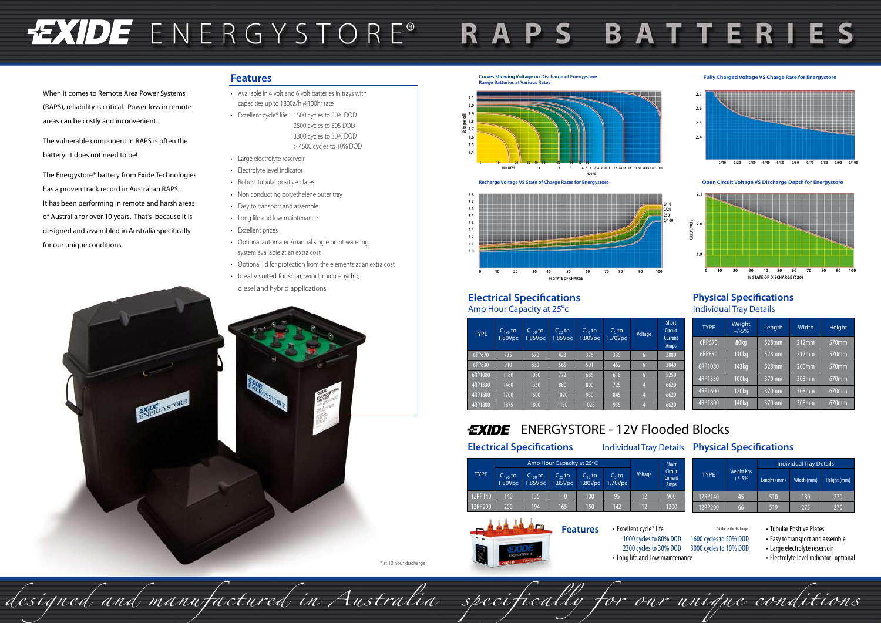# EXIDE ENERGYSTORE® RAPS BATTERIES

When it comes to Remote Area Power Systems (RAPS), reliability is critical. Power loss in remote areas can be costly and inconvenient.

The vulnerable component in RAPS is often the battery. It does not need to be!

The Energystore® battery from Exide Technologies has a proven track record in Australian RAPS. It has been performing in remote and harsh areas of Australia for over 10 years. That's because it is designed and assembled in Australia specifically for our unique conditions.

## Features

- Available in 4 volt and 6 volt batteries in trays with capacities up to 1800a/h @100hr rate
- Excellent cycle* life: 1500 cycles to 80% DOD
  2500 cycles to 505 DOD
  3300 cycles to 30% DOD
  > 4500 cycles to 10% DOD
- Large electrolyte reservoir
- Electrolyte level indicator
- Robust tubular positive plates
- Non conducting polyethelene outer tray
- Easy to transport and assemble
- Long life and low maintenance
- Excellent prices
- Optional automated/manual single point watering system available at an extra cost
- Optional lid for protection from the elements at an extra cost
- Ideally suited for solar, wind, micro-hydro, diesel and hybrid applications

\* at 10 hour discharge

**Curves Showing Voltage on Discharge of Energystore Range Batteries at Various Rates**

Voltage/cell
2.1
2.0
1.9
1.8
1.7
1.6
1.5
1.4
5 10 20 30 40 50 1 2 3 4 5 6 7 8 9 10 11 12 14 16 18 20 30 40 60 80 100
MINUTES
HOURS

**Fully Charged Voltage VS Charge Rate for Energystore**

2.7
2.6
2.5
2.4
C/10 C/20 C/30 C/40 C/50 C/60 C/70 C/80 C/90 C/100

**Recharge Voltage VS State of Charge Rates for Energystore**

2.8
2.7
2.6
2.5
2.4
2.3
2.2
2.1
2.0
C/10
C/20
C50
C/100
0 10 20 30 40 50 60 70 80 90 100
% STATE OF CHARGE

**Open Circuit Voltage VS Discharge Depth for Energystore**

CELL VOLTS
2.1
2.0
1.9
0 10 20 30 40 50 60 70 80 90 100
% STATE OF DISCHARGE (C20)

## Electrical Specifications

Amp Hour Capacity at 25°c

| TYPE | $C_{120}$ to 1.80Vpc | $C_{100}$ to 1.85Vpc | $C_{20}$ to 1.85Vpc | $C_{10}$ to 1.80Vpc | $C_5$ to 1.70Vpc | Voltage | Short Circuit Current Amps |
|---|---|---|---|---|---|---|---|
| 6RP670 | 735 | 670 | 423 | 376 | 339 | 6 | 2880 |
| 6RP830 | 910 | 830 | 565 | 501 | 452 | 6 | 3840 |
| 6RP1080 | 1180 | 1080 | 772 | 685 | 618 | 6 | 5250 |
| 4RP1330 | 1460 | 1330 | 880 | 800 | 725 | 4 | 6620 |
| 4RP1600 | 1700 | 1600 | 1020 | 930 | 845 | 4 | 6620 |
| 4RP1800 | 1875 | 1800 | 1130 | 1028 | 935 | 4 | 6620 |

## Physical Specifications

Individual Tray Details

| TYPE | Weight +/-5% | Length | Width | Height |
|---|---|---|---|---|
| 6RP670 | 80kg | 528mm | 212mm | 570mm |
| 6RP830 | 110kg | 528mm | 212mm | 570mm |
| 6RP1080 | 143kg | 528mm | 260mm | 570mm |
| 4RP1330 | 100kg | 370mm | 308mm | 670mm |
| 4RP1600 | 120kg | 370mm | 308mm | 670mm |
| 4RP1800 | 140kg | 370mm | 308mm | 670mm |

# EXIDE ENERGYSTORE - 12V Flooded Blocks

## Electrical Specifications

| TYPE | Amp Hour Capacity at 25ºC | | | | | Voltage | Short Circuit Current Amps |
|---|---|---|---|---|---|---|---|
| | $C_{120}$ to 1.80Vpc | $C_{100}$ to 1.85Vpc | $C_{20}$ to 1.85Vpc | $C_{10}$ to 1.80Vpc | $C_5$ to 1.70Vpc | | |
| 12RP140 | 140 | 135 | 110 | 100 | 95 | 12 | 900 |
| 12RP200 | 200 | 194 | 165 | 150 | 142 | 12 | 1200 |

## Physical Specifications

Individual Tray Details

| TYPE | Weight Kgs +/- 5% | Individual Tray Details | | |
|---|---|---|---|---|
| | | Lenght (mm) | Width (mm) | Height (mm) |
| 12RP140 | 45 | 510 | 180 | 270 |
| 12RP200 | 66 | 519 | 275 | 270 |

## Features

- Excellent cycle* life
  1000 cycles to 80% DOD 1600 cycles to 50% DOD
  2300 cycles to 30% DOD 3000 cycles to 10% DOD
- Long life and Low maintenance
- Tubular Positive Plates
- Easy to transport and assemble
- Large electrolyte reservoir
- Electrolyte level indicator- optional

\*at the ten hr discharge

*designed and manufactured in Australia specifically for our unique conditions*